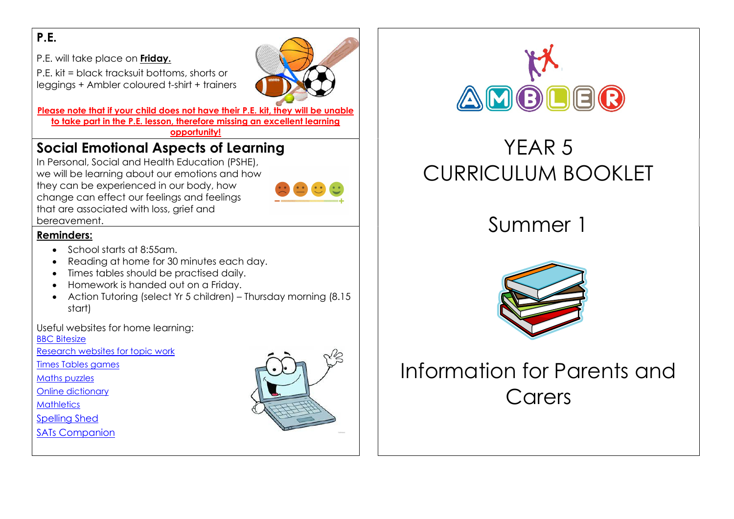## P.E.

P.E. will take place on **Friday.**

P.E. kit = black tracksuit bottoms, shorts or leggings + Ambler coloured t-shirt + trainers

**Please note that if your child does not have their P.E. kit, they will be unable to take part in the P.E. lesson, therefore missing an excellent learning opportunity!**

## Social Emotional Aspects of Learning

In Personal, Social and Health Education (PSHE), we will be learning about our emotions and how they can be experienced in our body, how change can effect our feelings and feelings that are associated with loss, grief and bereavement.

**Reminders:**

- School starts at 8:55am.
- Reading at home for 30 minutes each day.
- Times tables should be practised daily.
- Homework is handed out on a Friday.
- Action Tutoring (select Yr 5 children) – Thursday morning (8.15 start)

Useful websites for home learning:

BBC Bitesize

Research websites for topic work

Times Tables games

Maths puzzles

Online dictionary

Mathletics

Spelling Shed

SATs Companion

AMBLER

# YEAR 5 CURRICULUM BOOKLET

## Summer 1

## Information for Parents and Carers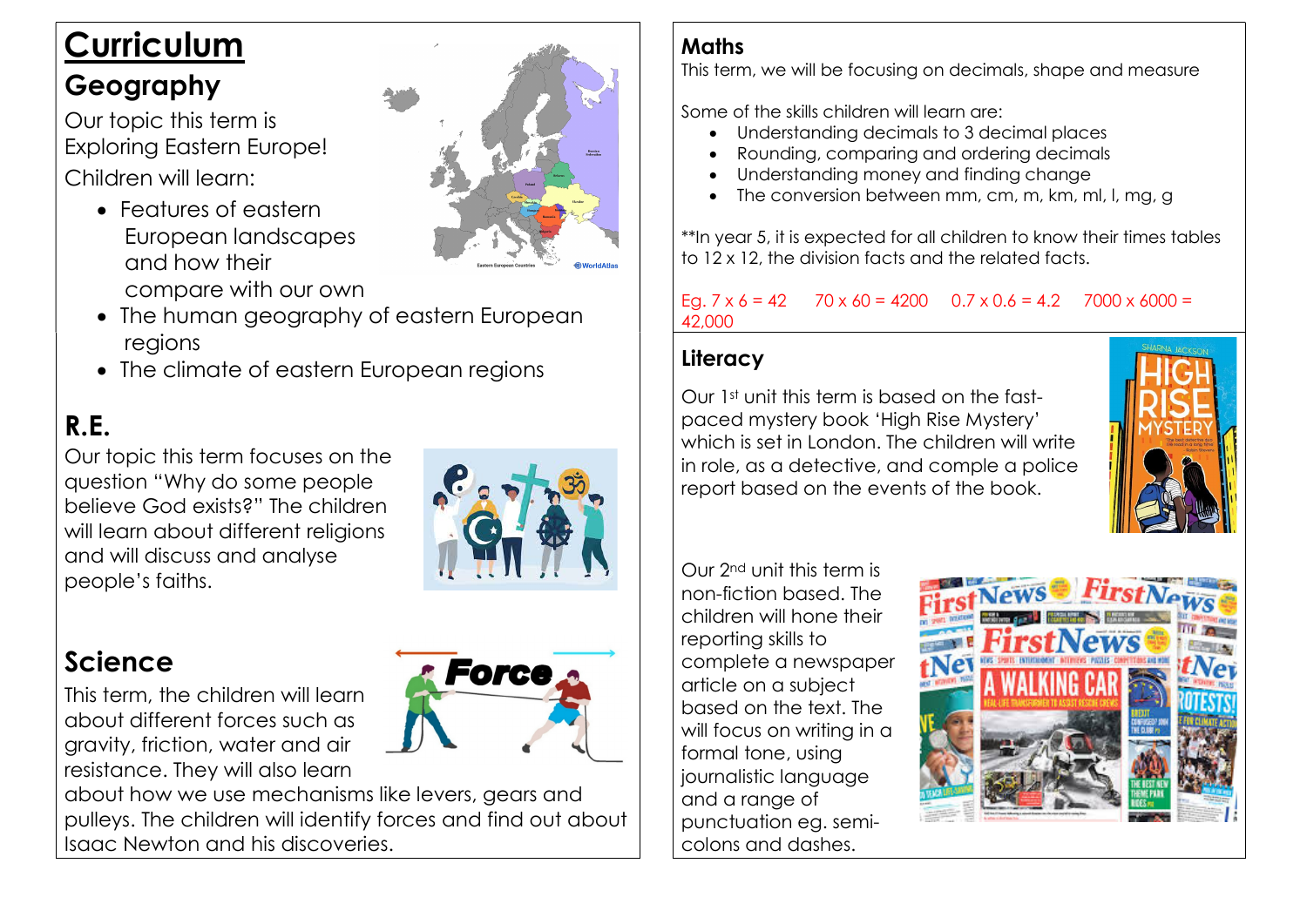# Curriculum

## Geography

Our topic this term is Exploring Eastern Europe!

Children will learn:

- Features of eastern European landscapes and how their compare with our own
- The human geography of eastern European regions
- The climate of eastern European regions

## R.E.

Our topic this term focuses on the question "Why do some people believe God exists?" The children will learn about different religions and will discuss and analyse people's faiths.

## Science

This term, the children will learn about different forces such as gravity, friction, water and air resistance. They will also learn about how we use mechanisms like levers, gears and pulleys. The children will identify forces and find out about Isaac Newton and his discoveries.

## Maths

This term, we will be focusing on decimals, shape and measure

Some of the skills children will learn are:

- Understanding decimals to 3 decimal places
- Rounding, comparing and ordering decimals
- Understanding money and finding change
- The conversion between mm, cm, m, km, ml, l, mg, g

**In year 5, it is expected for all children to know their times tables to 12 x 12, the division facts and the related facts.

Eg. 7 x 6 = 42 70 x 60 = 4200 0.7 x 0.6 = 4.2 7000 x 6000 = 42,000

## Literacy

Our 1st unit this term is based on the fast-paced mystery book 'High Rise Mystery' which is set in London. The children will write in role, as a detective, and comple a police report based on the events of the book.

Our 2nd unit this term is non-fiction based. The children will hone their reporting skills to complete a newspaper article on a subject based on the text. The will focus on writing in a formal tone, using journalistic language and a range of punctuation eg. semi-colons and dashes.